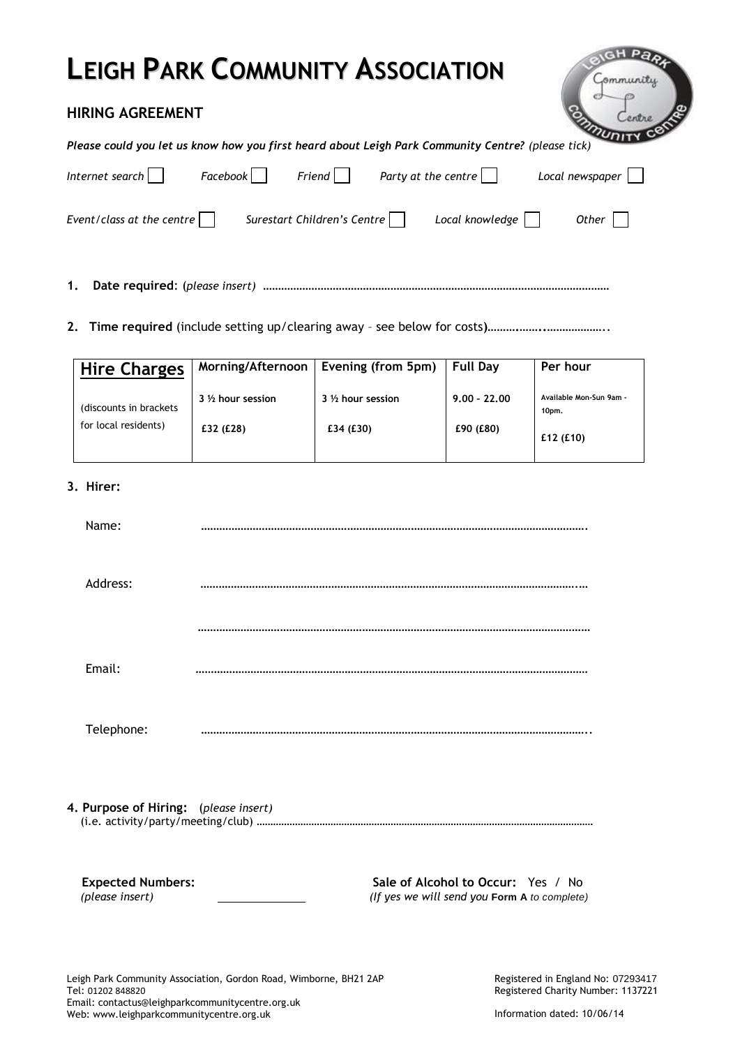# LEIGH PARK COMMUNITY ASSOCIATION

## HIRING AGREEMENT

*Please could you let us know how you first heard about Leigh Park Community Centre? (please tick)*

*Internet search* ☐ *Facebook* ☐ *Friend* ☐ *Party at the centre* ☐ *Local newspaper* ☐

*Event/class at the centre* ☐ *Surestart Children's Centre* ☐ *Local knowledge* ☐ *Other* ☐

1. **Date required**: (*please insert*) ………………………………………………………………………………………………

2. **Time required** (include setting up/clearing away – see below for costs**)……………..………………..**

| **Hire Charges** | **Morning/Afternoon** | **Evening (from 5pm)** | **Full Day** | **Per hour** |
|---|---|---|---|---|
| (discounts in brackets for local residents) | 3 ½ hour session<br>**£32 (£28)** | 3 ½ hour session<br>**£34 (£30)** | **9.00 - 22.00**<br>**£90 (£80)** | Available Mon-Sun 9am - 10pm.<br>**£12 (£10)** |

3. **Hirer:**

Name: ……………………………………………………………………………………………………………….

Address: ……………………………………………………………………………………………………………….

……………………………………………………………………………………………………………….

Email: ……………………………………………………………………………………………………………….

Telephone: ……………………………………………………………………………………………………………….

4. **Purpose of Hiring:** (*please insert*)
(i.e. activity/party/meeting/club) ……………………………………………………………………………………

**Expected Numbers:**
*(please insert)* \_\_\_\_\_\_\_\_\_\_\_\_

**Sale of Alcohol to Occur:** Yes / No
*(If yes we will send you* **Form A** *to complete)*

Leigh Park Community Association, Gordon Road, Wimborne, BH21 2AP
Tel: 01202 848820
Email: contactus@leighparkcommunitycentre.org.uk
Web: www.leighparkcommunitycentre.org.uk

Registered in England No: 07293417
Registered Charity Number: 1137221

Information dated: 10/06/14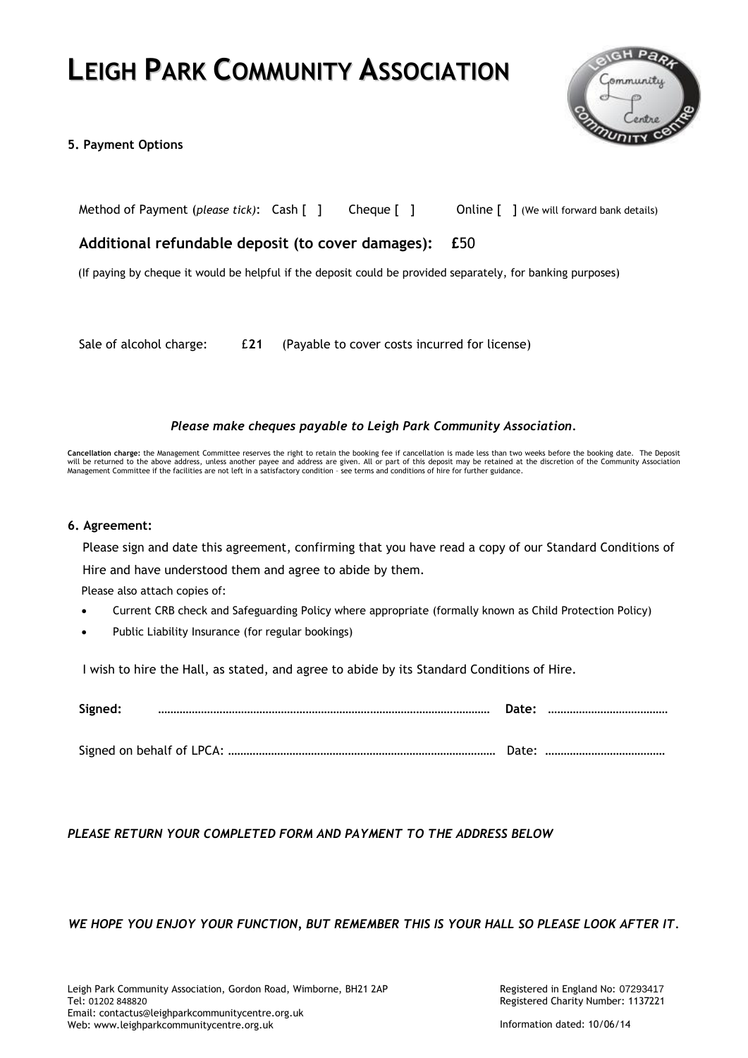# LEIGH PARK COMMUNITY ASSOCIATION

**5. Payment Options**

Method of Payment (*please tick)*: Cash [ ] Cheque [ ] Online [ ] (We will forward bank details)

**Additional refundable deposit (to cover damages): £**50

(If paying by cheque it would be helpful if the deposit could be provided separately, for banking purposes)

Sale of alcohol charge: £**21** (Payable to cover costs incurred for license)

***Please make cheques payable to Leigh Park Community Association.***

**Cancellation charge:** the Management Committee reserves the right to retain the booking fee if cancellation is made less than two weeks before the booking date. The Deposit will be returned to the above address, unless another payee and address are given. All or part of this deposit may be retained at the discretion of the Community Association Management Committee if the facilities are not left in a satisfactory condition – see terms and conditions of hire for further guidance.

**6. Agreement:**

Please sign and date this agreement, confirming that you have read a copy of our Standard Conditions of Hire and have understood them and agree to abide by them.

Please also attach copies of:

- Current CRB check and Safeguarding Policy where appropriate (formally known as Child Protection Policy)
- Public Liability Insurance (for regular bookings)

I wish to hire the Hall, as stated, and agree to abide by its Standard Conditions of Hire.

**Signed:** ……………………………………………………………………………………… **Date:** …………………………………

Signed on behalf of LPCA: …………………………………………………………………………… Date: …………………………………

*PLEASE RETURN YOUR COMPLETED FORM AND PAYMENT TO THE ADDRESS BELOW*

***WE HOPE YOU ENJOY YOUR FUNCTION, BUT REMEMBER THIS IS YOUR HALL SO PLEASE LOOK AFTER IT.***

Leigh Park Community Association, Gordon Road, Wimborne, BH21 2AP
Tel: 01202 848820
Email: contactus@leighparkcommunitycentre.org.uk
Web: www.leighparkcommunitycentre.org.uk

Registered in England No: 07293417
Registered Charity Number: 1137221

Information dated: 10/06/14